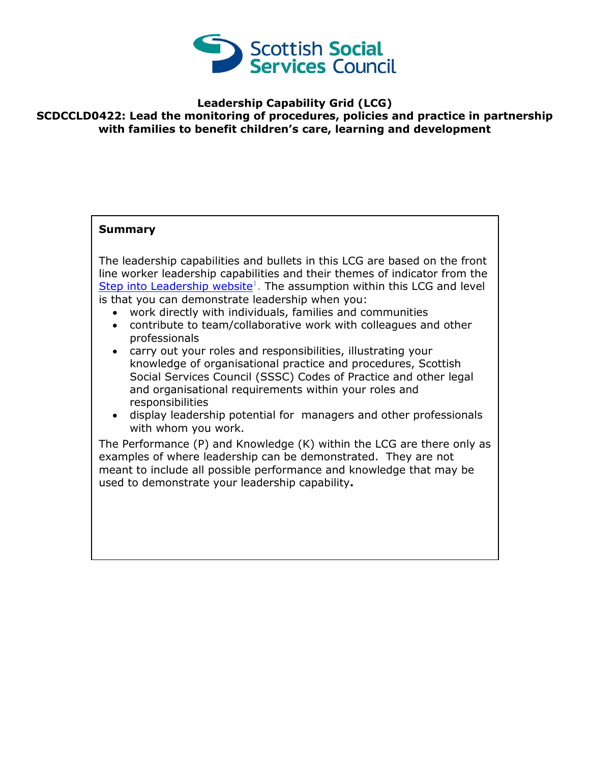# Leadership Capability Grid (LCG)

## SCDCCLD0422: Lead the monitoring of procedures, policies and practice in partnership with families to benefit children's care, learning and development

**Summary**

The leadership capabilities and bullets in this LCG are based on the front line worker leadership capabilities and their themes of indicator from the Step into Leadership website[1]. The assumption within this LCG and level is that you can demonstrate leadership when you:

- work directly with individuals, families and communities
- contribute to team/collaborative work with colleagues and other professionals
- carry out your roles and responsibilities, illustrating your knowledge of organisational practice and procedures, Scottish Social Services Council (SSSC) Codes of Practice and other legal and organisational requirements within your roles and responsibilities
- display leadership potential for managers and other professionals with whom you work.

The Performance (P) and Knowledge (K) within the LCG are there only as examples of where leadership can be demonstrated. They are not meant to include all possible performance and knowledge that may be used to demonstrate your leadership capability**.**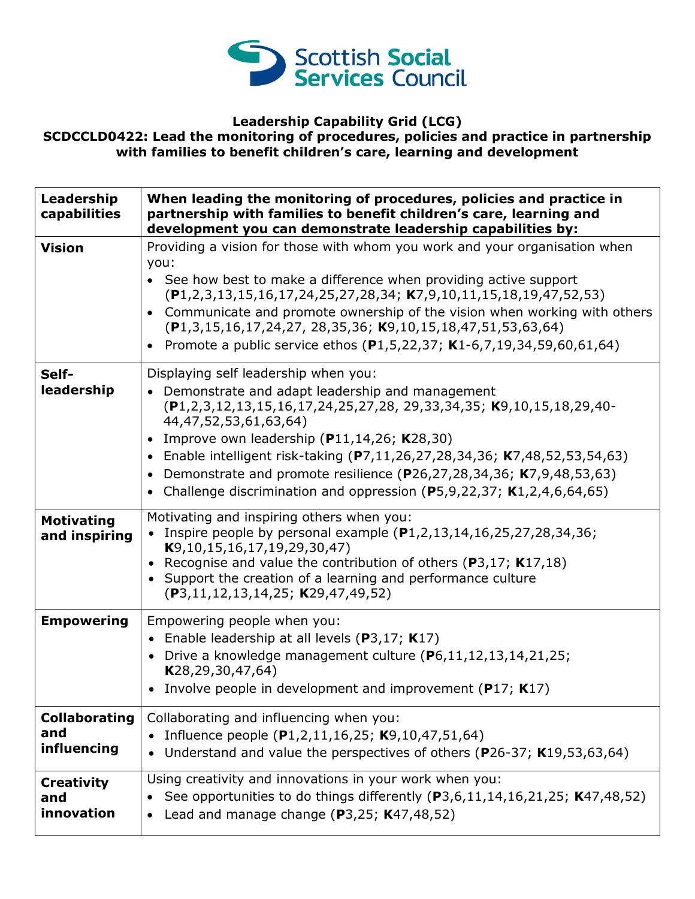**Leadership Capability Grid (LCG)**
**SCDCCLD0422: Lead the monitoring of procedures, policies and practice in partnership with families to benefit children's care, learning and development**

| Leadership capabilities | When leading the monitoring of procedures, policies and practice in partnership with families to benefit children's care, learning and development you can demonstrate leadership capabilities by: |
|---|---|
| **Vision** | Providing a vision for those with whom you work and your organisation when you:<br>• See how best to make a difference when providing active support (**P**1,2,3,13,15,16,17,24,25,27,28,34; **K**7,9,10,11,15,18,19,47,52,53)<br>• Communicate and promote ownership of the vision when working with others (**P**1,3,15,16,17,24,27, 28,35,36; **K**9,10,15,18,47,51,53,63,64)<br>• Promote a public service ethos (**P**1,5,22,37; **K**1-6,7,19,34,59,60,61,64) |
| **Self-leadership** | Displaying self leadership when you:<br>• Demonstrate and adapt leadership and management (**P**1,2,3,12,13,15,16,17,24,25,27,28, 29,33,34,35; **K**9,10,15,18,29,40-44,47,52,53,61,63,64)<br>• Improve own leadership (**P**11,14,26; **K**28,30)<br>• Enable intelligent risk-taking (**P**7,11,26,27,28,34,36; **K**7,48,52,53,54,63)<br>• Demonstrate and promote resilience (**P**26,27,28,34,36; **K**7,9,48,53,63)<br>• Challenge discrimination and oppression (**P**5,9,22,37; **K**1,2,4,6,64,65) |
| **Motivating and inspiring** | Motivating and inspiring others when you:<br>• Inspire people by personal example (**P**1,2,13,14,16,25,27,28,34,36; **K**9,10,15,16,17,19,29,30,47)<br>• Recognise and value the contribution of others (**P**3,17; **K**17,18)<br>• Support the creation of a learning and performance culture (**P**3,11,12,13,14,25; **K**29,47,49,52) |
| **Empowering** | Empowering people when you:<br>• Enable leadership at all levels (**P**3,17; **K**17)<br>• Drive a knowledge management culture (**P**6,11,12,13,14,21,25; **K**28,29,30,47,64)<br>• Involve people in development and improvement (**P**17; **K**17) |
| **Collaborating and influencing** | Collaborating and influencing when you:<br>• Influence people (**P**1,2,11,16,25; **K**9,10,47,51,64)<br>• Understand and value the perspectives of others (**P**26-37; **K**19,53,63,64) |
| **Creativity and innovation** | Using creativity and innovations in your work when you:<br>• See opportunities to do things differently (**P**3,6,11,14,16,21,25; **K**47,48,52)<br>• Lead and manage change (**P**3,25; **K**47,48,52) |